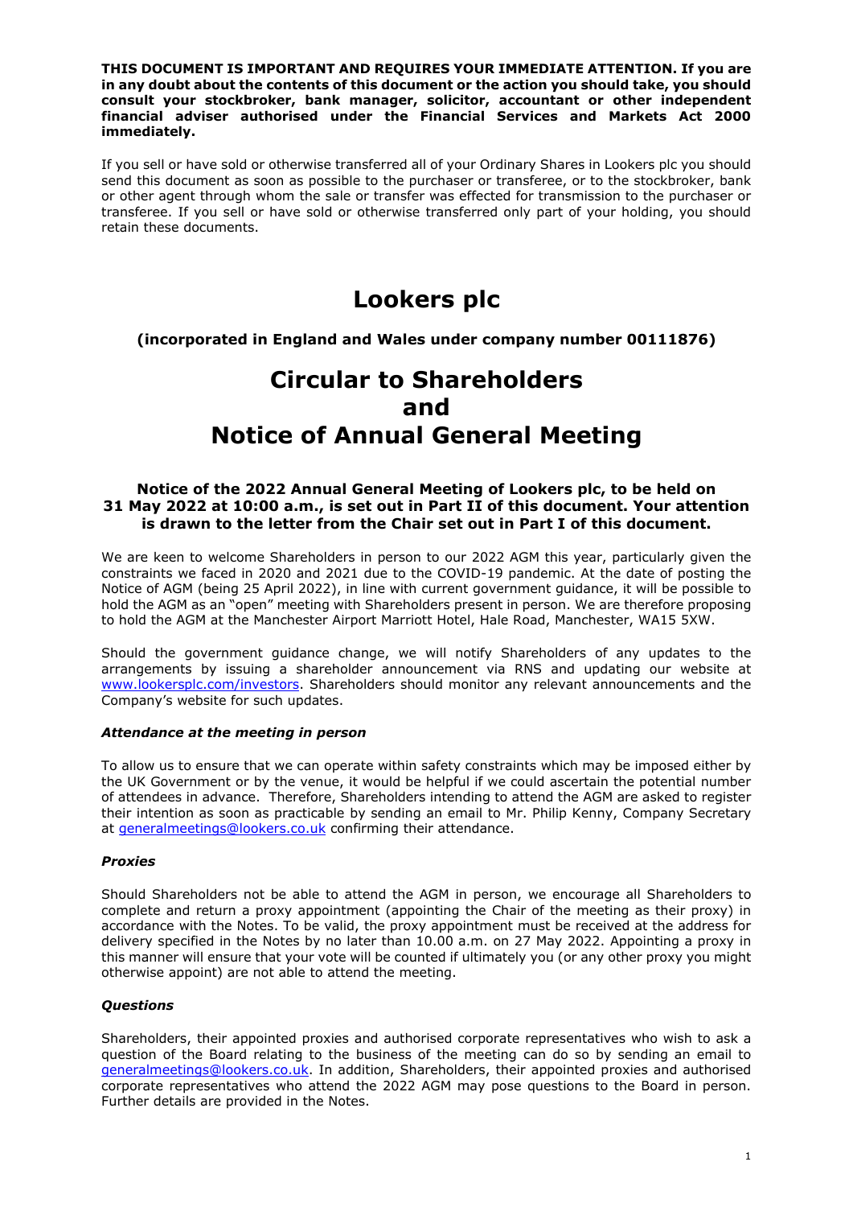**THIS DOCUMENT IS IMPORTANT AND REQUIRES YOUR IMMEDIATE ATTENTION. If you are in any doubt about the contents of this document or the action you should take, you should consult your stockbroker, bank manager, solicitor, accountant or other independent financial adviser authorised under the Financial Services and Markets Act 2000 immediately.**

If you sell or have sold or otherwise transferred all of your Ordinary Shares in Lookers plc you should send this document as soon as possible to the purchaser or transferee, or to the stockbroker, bank or other agent through whom the sale or transfer was effected for transmission to the purchaser or transferee. If you sell or have sold or otherwise transferred only part of your holding, you should retain these documents.

# Lookers plc

**(incorporated in England and Wales under company number 00111876)**

# Circular to Shareholders and Notice of Annual General Meeting

**Notice of the 2022 Annual General Meeting of Lookers plc, to be held on 31 May 2022 at 10:00 a.m., is set out in Part II of this document. Your attention is drawn to the letter from the Chair set out in Part I of this document.**

We are keen to welcome Shareholders in person to our 2022 AGM this year, particularly given the constraints we faced in 2020 and 2021 due to the COVID-19 pandemic. At the date of posting the Notice of AGM (being 25 April 2022), in line with current government guidance, it will be possible to hold the AGM as an "open" meeting with Shareholders present in person. We are therefore proposing to hold the AGM at the Manchester Airport Marriott Hotel, Hale Road, Manchester, WA15 5XW.

Should the government guidance change, we will notify Shareholders of any updates to the arrangements by issuing a shareholder announcement via RNS and updating our website at www.lookersplc.com/investors. Shareholders should monitor any relevant announcements and the Company's website for such updates.

### *Attendance at the meeting in person*

To allow us to ensure that we can operate within safety constraints which may be imposed either by the UK Government or by the venue, it would be helpful if we could ascertain the potential number of attendees in advance. Therefore, Shareholders intending to attend the AGM are asked to register their intention as soon as practicable by sending an email to Mr. Philip Kenny, Company Secretary at generalmeetings@lookers.co.uk confirming their attendance.

### *Proxies*

Should Shareholders not be able to attend the AGM in person, we encourage all Shareholders to complete and return a proxy appointment (appointing the Chair of the meeting as their proxy) in accordance with the Notes. To be valid, the proxy appointment must be received at the address for delivery specified in the Notes by no later than 10.00 a.m. on 27 May 2022. Appointing a proxy in this manner will ensure that your vote will be counted if ultimately you (or any other proxy you might otherwise appoint) are not able to attend the meeting.

### *Questions*

Shareholders, their appointed proxies and authorised corporate representatives who wish to ask a question of the Board relating to the business of the meeting can do so by sending an email to generalmeetings@lookers.co.uk. In addition, Shareholders, their appointed proxies and authorised corporate representatives who attend the 2022 AGM may pose questions to the Board in person. Further details are provided in the Notes.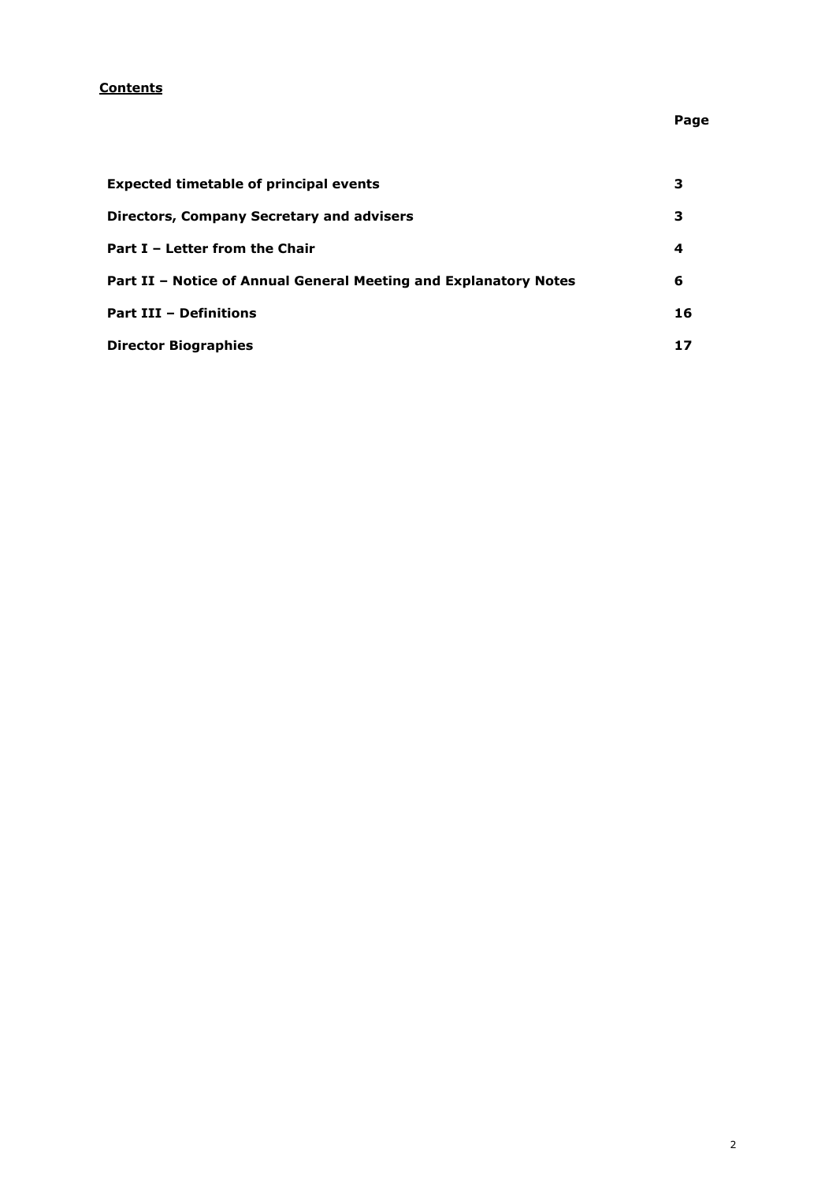**Contents**

| | Page |
|---|---|
| **Expected timetable of principal events** | **3** |
| **Directors, Company Secretary and advisers** | **3** |
| **Part I – Letter from the Chair** | **4** |
| **Part II – Notice of Annual General Meeting and Explanatory Notes** | **6** |
| **Part III – Definitions** | **16** |
| **Director Biographies** | **17** |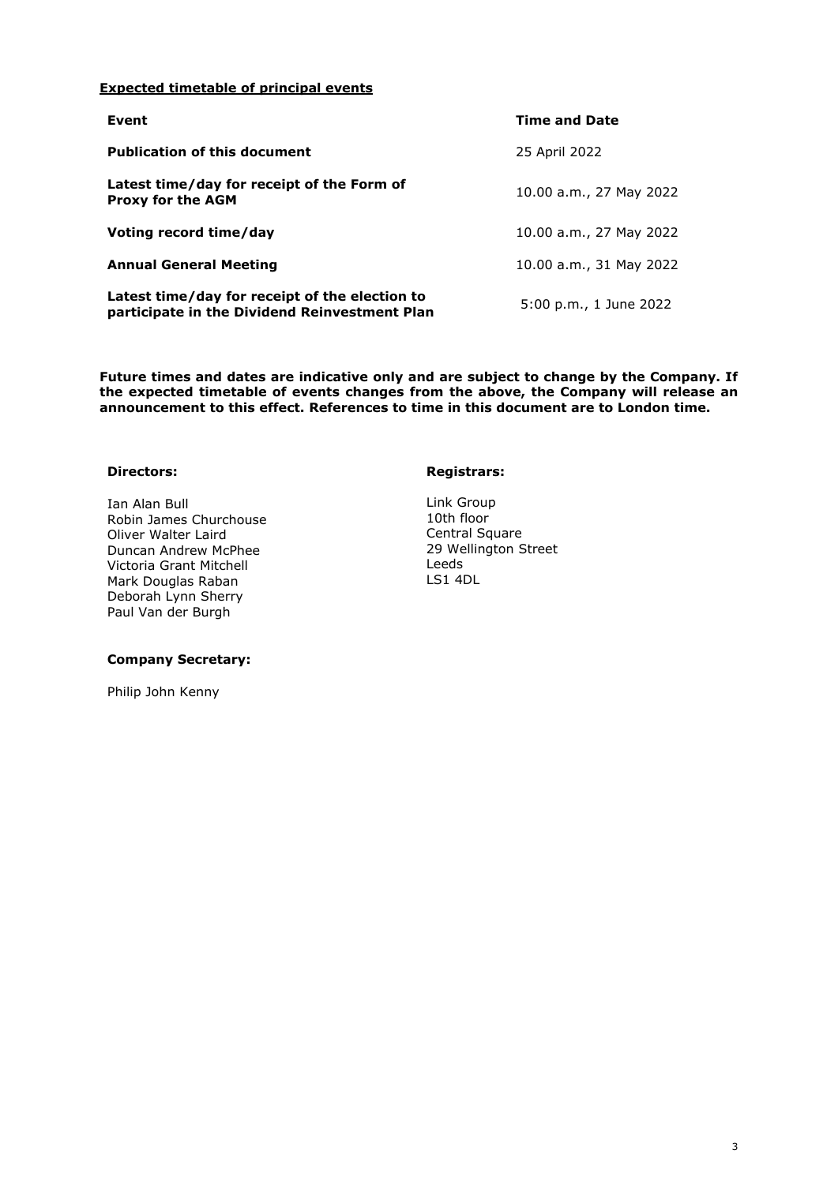**Expected timetable of principal events**

| Event | Time and Date |
| --- | --- |
| **Publication of this document** | 25 April 2022 |
| **Latest time/day for receipt of the Form of Proxy for the AGM** | 10.00 a.m., 27 May 2022 |
| **Voting record time/day** | 10.00 a.m., 27 May 2022 |
| **Annual General Meeting** | 10.00 a.m., 31 May 2022 |
| **Latest time/day for receipt of the election to participate in the Dividend Reinvestment Plan** | 5:00 p.m., 1 June 2022 |

**Future times and dates are indicative only and are subject to change by the Company. If the expected timetable of events changes from the above, the Company will release an announcement to this effect. References to time in this document are to London time.**

**Directors:**

Ian Alan Bull
Robin James Churchouse
Oliver Walter Laird
Duncan Andrew McPhee
Victoria Grant Mitchell
Mark Douglas Raban
Deborah Lynn Sherry
Paul Van der Burgh

**Registrars:**

Link Group
10th floor
Central Square
29 Wellington Street
Leeds
LS1 4DL

**Company Secretary:**

Philip John Kenny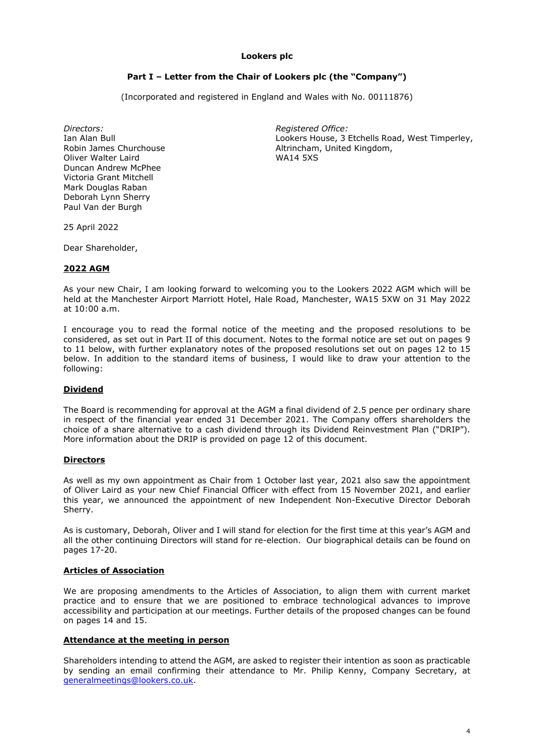**Lookers plc**

**Part I – Letter from the Chair of Lookers plc (the "Company")**

(Incorporated and registered in England and Wales with No. 00111876)

*Directors:*
Ian Alan Bull
Robin James Churchouse
Oliver Walter Laird
Duncan Andrew McPhee
Victoria Grant Mitchell
Mark Douglas Raban
Deborah Lynn Sherry
Paul Van der Burgh

*Registered Office:*
Lookers House, 3 Etchells Road, West Timperley,
Altrincham, United Kingdom,
WA14 5XS

25 April 2022

Dear Shareholder,

**2022 AGM**

As your new Chair, I am looking forward to welcoming you to the Lookers 2022 AGM which will be held at the Manchester Airport Marriott Hotel, Hale Road, Manchester, WA15 5XW on 31 May 2022 at 10:00 a.m.

I encourage you to read the formal notice of the meeting and the proposed resolutions to be considered, as set out in Part II of this document. Notes to the formal notice are set out on pages 9 to 11 below, with further explanatory notes of the proposed resolutions set out on pages 12 to 15 below. In addition to the standard items of business, I would like to draw your attention to the following:

**Dividend**

The Board is recommending for approval at the AGM a final dividend of 2.5 pence per ordinary share in respect of the financial year ended 31 December 2021. The Company offers shareholders the choice of a share alternative to a cash dividend through its Dividend Reinvestment Plan ("DRIP"). More information about the DRIP is provided on page 12 of this document.

**Directors**

As well as my own appointment as Chair from 1 October last year, 2021 also saw the appointment of Oliver Laird as your new Chief Financial Officer with effect from 15 November 2021, and earlier this year, we announced the appointment of new Independent Non-Executive Director Deborah Sherry.

As is customary, Deborah, Oliver and I will stand for election for the first time at this year's AGM and all the other continuing Directors will stand for re-election. Our biographical details can be found on pages 17-20.

**Articles of Association**

We are proposing amendments to the Articles of Association, to align them with current market practice and to ensure that we are positioned to embrace technological advances to improve accessibility and participation at our meetings. Further details of the proposed changes can be found on pages 14 and 15.

**Attendance at the meeting in person**

Shareholders intending to attend the AGM, are asked to register their intention as soon as practicable by sending an email confirming their attendance to Mr. Philip Kenny, Company Secretary, at generalmeetings@lookers.co.uk.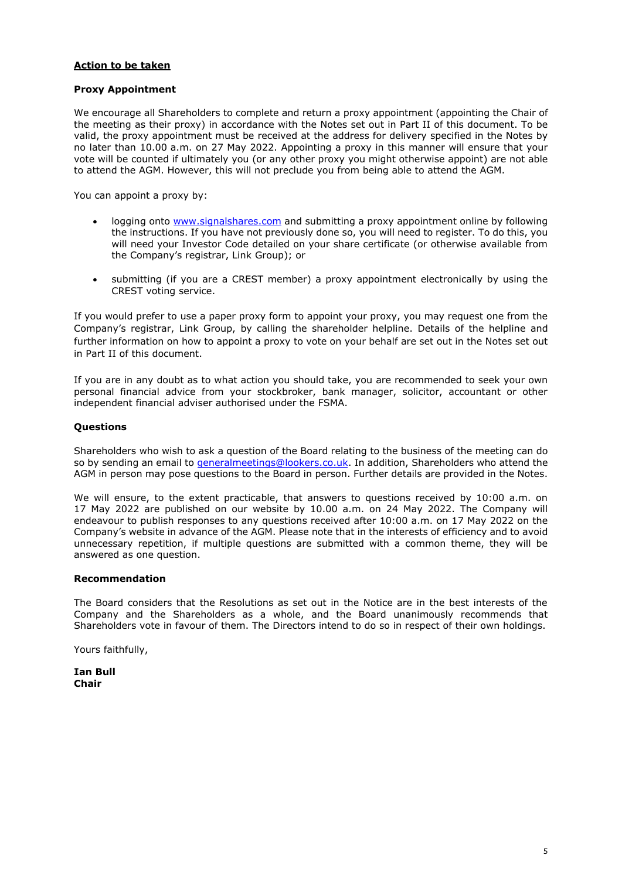**Action to be taken**

**Proxy Appointment**

We encourage all Shareholders to complete and return a proxy appointment (appointing the Chair of the meeting as their proxy) in accordance with the Notes set out in Part II of this document. To be valid, the proxy appointment must be received at the address for delivery specified in the Notes by no later than 10.00 a.m. on 27 May 2022. Appointing a proxy in this manner will ensure that your vote will be counted if ultimately you (or any other proxy you might otherwise appoint) are not able to attend the AGM. However, this will not preclude you from being able to attend the AGM.

You can appoint a proxy by:

- logging onto [www.signalshares.com](www.signalshares.com) and submitting a proxy appointment online by following the instructions. If you have not previously done so, you will need to register. To do this, you will need your Investor Code detailed on your share certificate (or otherwise available from the Company's registrar, Link Group); or
- submitting (if you are a CREST member) a proxy appointment electronically by using the CREST voting service.

If you would prefer to use a paper proxy form to appoint your proxy, you may request one from the Company's registrar, Link Group, by calling the shareholder helpline. Details of the helpline and further information on how to appoint a proxy to vote on your behalf are set out in the Notes set out in Part II of this document.

If you are in any doubt as to what action you should take, you are recommended to seek your own personal financial advice from your stockbroker, bank manager, solicitor, accountant or other independent financial adviser authorised under the FSMA.

**Questions**

Shareholders who wish to ask a question of the Board relating to the business of the meeting can do so by sending an email to [generalmeetings@lookers.co.uk](mailto:generalmeetings@lookers.co.uk). In addition, Shareholders who attend the AGM in person may pose questions to the Board in person. Further details are provided in the Notes.

We will ensure, to the extent practicable, that answers to questions received by 10:00 a.m. on 17 May 2022 are published on our website by 10.00 a.m. on 24 May 2022. The Company will endeavour to publish responses to any questions received after 10:00 a.m. on 17 May 2022 on the Company's website in advance of the AGM. Please note that in the interests of efficiency and to avoid unnecessary repetition, if multiple questions are submitted with a common theme, they will be answered as one question.

**Recommendation**

The Board considers that the Resolutions as set out in the Notice are in the best interests of the Company and the Shareholders as a whole, and the Board unanimously recommends that Shareholders vote in favour of them. The Directors intend to do so in respect of their own holdings.

Yours faithfully,

**Ian Bull**
**Chair**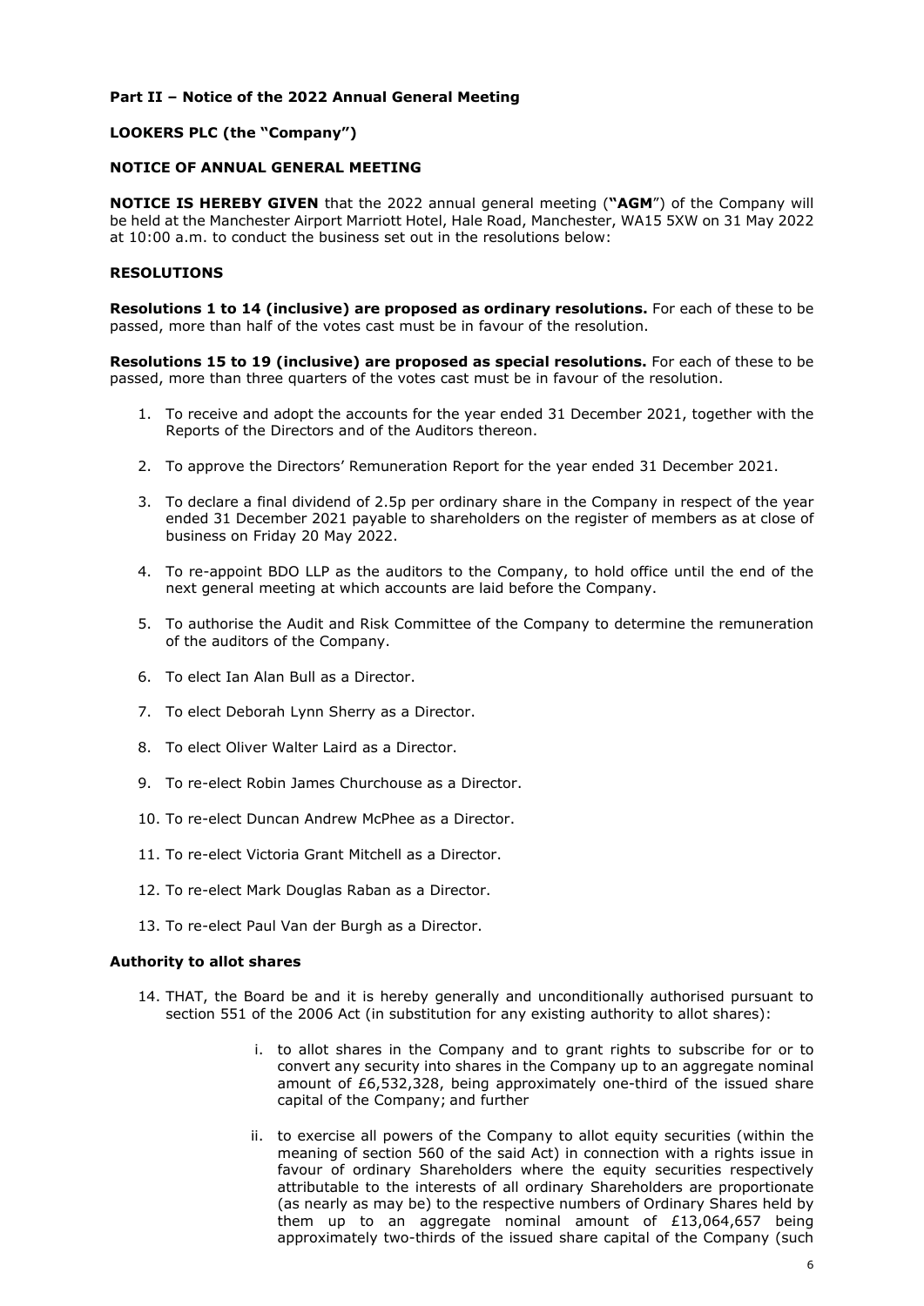# Part II – Notice of the 2022 Annual General Meeting

## LOOKERS PLC (the "Company")

## NOTICE OF ANNUAL GENERAL MEETING

**NOTICE IS HEREBY GIVEN** that the 2022 annual general meeting (**"AGM"**) of the Company will be held at the Manchester Airport Marriott Hotel, Hale Road, Manchester, WA15 5XW on 31 May 2022 at 10:00 a.m. to conduct the business set out in the resolutions below:

## RESOLUTIONS

**Resolutions 1 to 14 (inclusive) are proposed as ordinary resolutions.** For each of these to be passed, more than half of the votes cast must be in favour of the resolution.

**Resolutions 15 to 19 (inclusive) are proposed as special resolutions.** For each of these to be passed, more than three quarters of the votes cast must be in favour of the resolution.

1. To receive and adopt the accounts for the year ended 31 December 2021, together with the Reports of the Directors and of the Auditors thereon.
2. To approve the Directors' Remuneration Report for the year ended 31 December 2021.
3. To declare a final dividend of 2.5p per ordinary share in the Company in respect of the year ended 31 December 2021 payable to shareholders on the register of members as at close of business on Friday 20 May 2022.
4. To re-appoint BDO LLP as the auditors to the Company, to hold office until the end of the next general meeting at which accounts are laid before the Company.
5. To authorise the Audit and Risk Committee of the Company to determine the remuneration of the auditors of the Company.
6. To elect Ian Alan Bull as a Director.
7. To elect Deborah Lynn Sherry as a Director.
8. To elect Oliver Walter Laird as a Director.
9. To re-elect Robin James Churchouse as a Director.
10. To re-elect Duncan Andrew McPhee as a Director.
11. To re-elect Victoria Grant Mitchell as a Director.
12. To re-elect Mark Douglas Raban as a Director.
13. To re-elect Paul Van der Burgh as a Director.

### Authority to allot shares

14. THAT, the Board be and it is hereby generally and unconditionally authorised pursuant to section 551 of the 2006 Act (in substitution for any existing authority to allot shares):

    i. to allot shares in the Company and to grant rights to subscribe for or to convert any security into shares in the Company up to an aggregate nominal amount of £6,532,328, being approximately one-third of the issued share capital of the Company; and further

    ii. to exercise all powers of the Company to allot equity securities (within the meaning of section 560 of the said Act) in connection with a rights issue in favour of ordinary Shareholders where the equity securities respectively attributable to the interests of all ordinary Shareholders are proportionate (as nearly as may be) to the respective numbers of Ordinary Shares held by them up to an aggregate nominal amount of £13,064,657 being approximately two-thirds of the issued share capital of the Company (such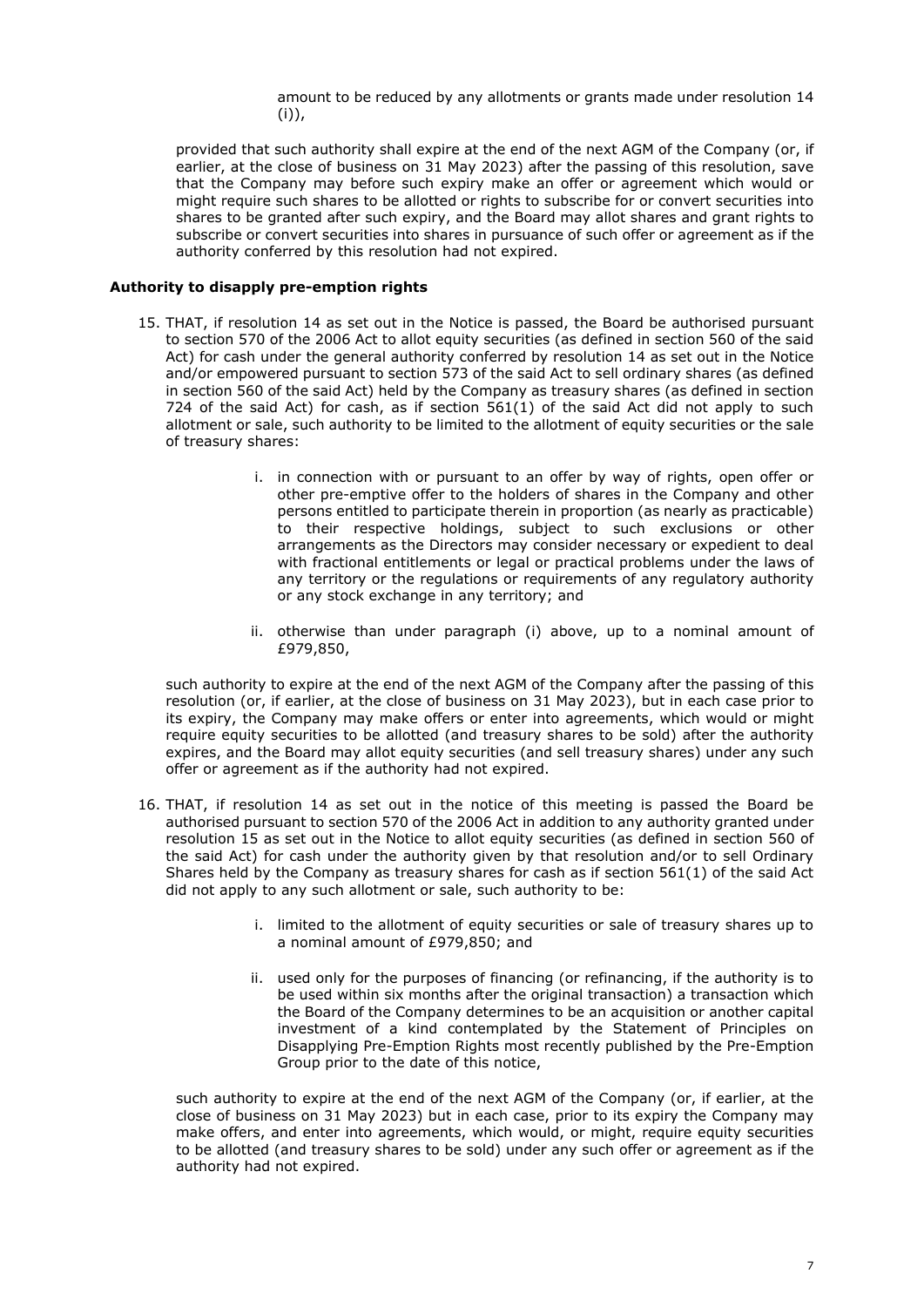amount to be reduced by any allotments or grants made under resolution 14 (i)),

provided that such authority shall expire at the end of the next AGM of the Company (or, if earlier, at the close of business on 31 May 2023) after the passing of this resolution, save that the Company may before such expiry make an offer or agreement which would or might require such shares to be allotted or rights to subscribe for or convert securities into shares to be granted after such expiry, and the Board may allot shares and grant rights to subscribe or convert securities into shares in pursuance of such offer or agreement as if the authority conferred by this resolution had not expired.

**Authority to disapply pre-emption rights**

15. THAT, if resolution 14 as set out in the Notice is passed, the Board be authorised pursuant to section 570 of the 2006 Act to allot equity securities (as defined in section 560 of the said Act) for cash under the general authority conferred by resolution 14 as set out in the Notice and/or empowered pursuant to section 573 of the said Act to sell ordinary shares (as defined in section 560 of the said Act) held by the Company as treasury shares (as defined in section 724 of the said Act) for cash, as if section 561(1) of the said Act did not apply to such allotment or sale, such authority to be limited to the allotment of equity securities or the sale of treasury shares:

    i. in connection with or pursuant to an offer by way of rights, open offer or other pre-emptive offer to the holders of shares in the Company and other persons entitled to participate therein in proportion (as nearly as practicable) to their respective holdings, subject to such exclusions or other arrangements as the Directors may consider necessary or expedient to deal with fractional entitlements or legal or practical problems under the laws of any territory or the regulations or requirements of any regulatory authority or any stock exchange in any territory; and

    ii. otherwise than under paragraph (i) above, up to a nominal amount of £979,850,

    such authority to expire at the end of the next AGM of the Company after the passing of this resolution (or, if earlier, at the close of business on 31 May 2023), but in each case prior to its expiry, the Company may make offers or enter into agreements, which would or might require equity securities to be allotted (and treasury shares to be sold) after the authority expires, and the Board may allot equity securities (and sell treasury shares) under any such offer or agreement as if the authority had not expired.

16. THAT, if resolution 14 as set out in the notice of this meeting is passed the Board be authorised pursuant to section 570 of the 2006 Act in addition to any authority granted under resolution 15 as set out in the Notice to allot equity securities (as defined in section 560 of the said Act) for cash under the authority given by that resolution and/or to sell Ordinary Shares held by the Company as treasury shares for cash as if section 561(1) of the said Act did not apply to any such allotment or sale, such authority to be:

    i. limited to the allotment of equity securities or sale of treasury shares up to a nominal amount of £979,850; and

    ii. used only for the purposes of financing (or refinancing, if the authority is to be used within six months after the original transaction) a transaction which the Board of the Company determines to be an acquisition or another capital investment of a kind contemplated by the Statement of Principles on Disapplying Pre-Emption Rights most recently published by the Pre-Emption Group prior to the date of this notice,

    such authority to expire at the end of the next AGM of the Company (or, if earlier, at the close of business on 31 May 2023) but in each case, prior to its expiry the Company may make offers, and enter into agreements, which would, or might, require equity securities to be allotted (and treasury shares to be sold) under any such offer or agreement as if the authority had not expired.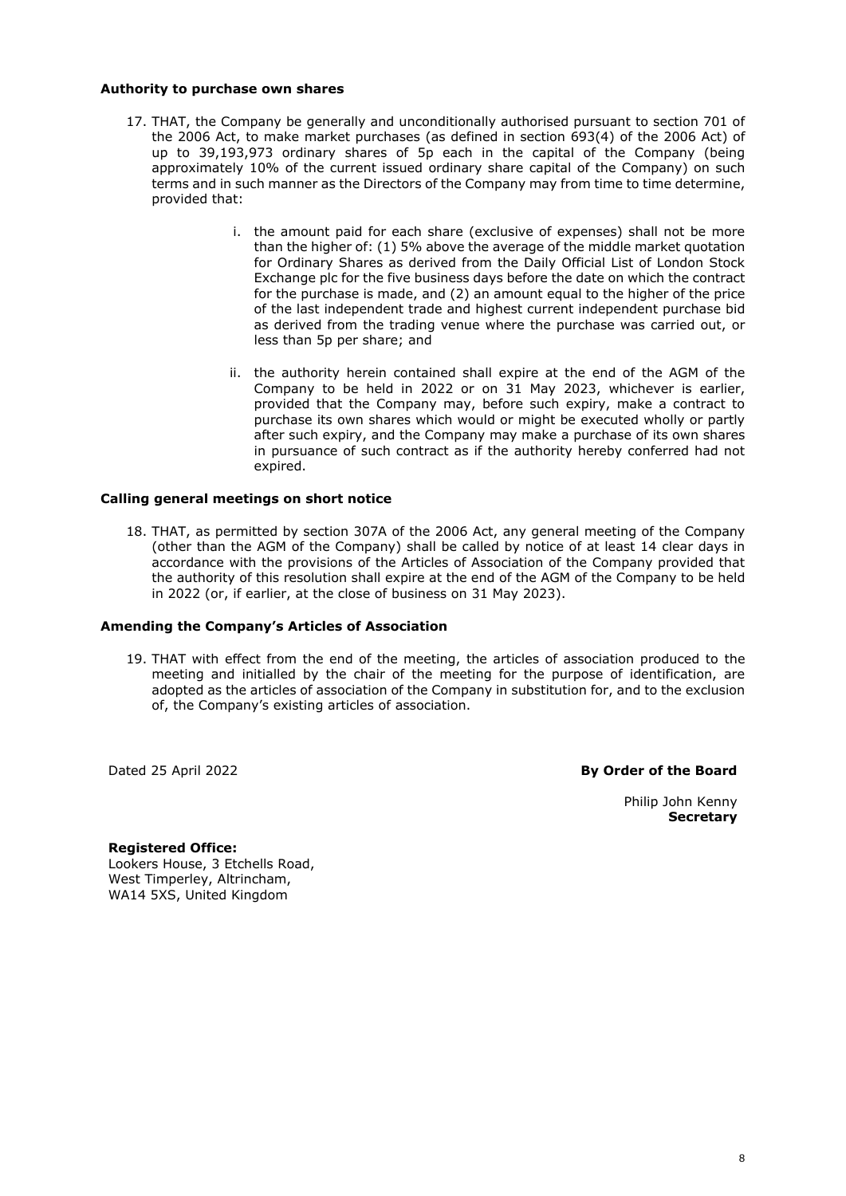**Authority to purchase own shares**

17. THAT, the Company be generally and unconditionally authorised pursuant to section 701 of the 2006 Act, to make market purchases (as defined in section 693(4) of the 2006 Act) of up to 39,193,973 ordinary shares of 5p each in the capital of the Company (being approximately 10% of the current issued ordinary share capital of the Company) on such terms and in such manner as the Directors of the Company may from time to time determine, provided that:

    i. the amount paid for each share (exclusive of expenses) shall not be more than the higher of: (1) 5% above the average of the middle market quotation for Ordinary Shares as derived from the Daily Official List of London Stock Exchange plc for the five business days before the date on which the contract for the purchase is made, and (2) an amount equal to the higher of the price of the last independent trade and highest current independent purchase bid as derived from the trading venue where the purchase was carried out, or less than 5p per share; and

    ii. the authority herein contained shall expire at the end of the AGM of the Company to be held in 2022 or on 31 May 2023, whichever is earlier, provided that the Company may, before such expiry, make a contract to purchase its own shares which would or might be executed wholly or partly after such expiry, and the Company may make a purchase of its own shares in pursuance of such contract as if the authority hereby conferred had not expired.

**Calling general meetings on short notice**

18. THAT, as permitted by section 307A of the 2006 Act, any general meeting of the Company (other than the AGM of the Company) shall be called by notice of at least 14 clear days in accordance with the provisions of the Articles of Association of the Company provided that the authority of this resolution shall expire at the end of the AGM of the Company to be held in 2022 (or, if earlier, at the close of business on 31 May 2023).

**Amending the Company's Articles of Association**

19. THAT with effect from the end of the meeting, the articles of association produced to the meeting and initialled by the chair of the meeting for the purpose of identification, are adopted as the articles of association of the Company in substitution for, and to the exclusion of, the Company's existing articles of association.

Dated 25 April 2022

**By Order of the Board**

Philip John Kenny
**Secretary**

**Registered Office:**
Lookers House, 3 Etchells Road,
West Timperley, Altrincham,
WA14 5XS, United Kingdom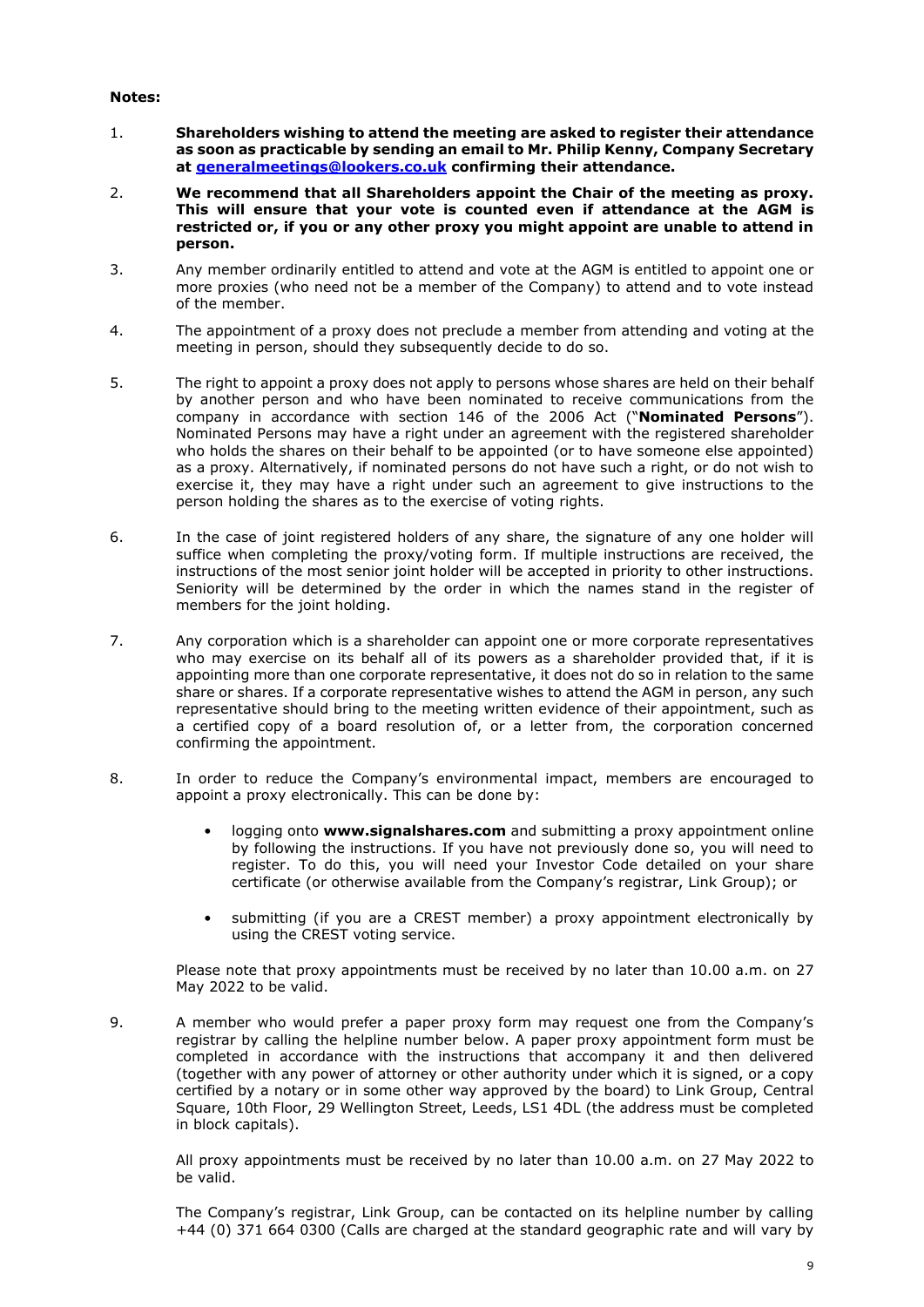**Notes:**

1. **Shareholders wishing to attend the meeting are asked to register their attendance as soon as practicable by sending an email to Mr. Philip Kenny, Company Secretary at generalmeetings@lookers.co.uk confirming their attendance.**

2. **We recommend that all Shareholders appoint the Chair of the meeting as proxy. This will ensure that your vote is counted even if attendance at the AGM is restricted or, if you or any other proxy you might appoint are unable to attend in person.**

3. Any member ordinarily entitled to attend and vote at the AGM is entitled to appoint one or more proxies (who need not be a member of the Company) to attend and to vote instead of the member.

4. The appointment of a proxy does not preclude a member from attending and voting at the meeting in person, should they subsequently decide to do so.

5. The right to appoint a proxy does not apply to persons whose shares are held on their behalf by another person and who have been nominated to receive communications from the company in accordance with section 146 of the 2006 Act ("**Nominated Persons**"). Nominated Persons may have a right under an agreement with the registered shareholder who holds the shares on their behalf to be appointed (or to have someone else appointed) as a proxy. Alternatively, if nominated persons do not have such a right, or do not wish to exercise it, they may have a right under such an agreement to give instructions to the person holding the shares as to the exercise of voting rights.

6. In the case of joint registered holders of any share, the signature of any one holder will suffice when completing the proxy/voting form. If multiple instructions are received, the instructions of the most senior joint holder will be accepted in priority to other instructions. Seniority will be determined by the order in which the names stand in the register of members for the joint holding.

7. Any corporation which is a shareholder can appoint one or more corporate representatives who may exercise on its behalf all of its powers as a shareholder provided that, if it is appointing more than one corporate representative, it does not do so in relation to the same share or shares. If a corporate representative wishes to attend the AGM in person, any such representative should bring to the meeting written evidence of their appointment, such as a certified copy of a board resolution of, or a letter from, the corporation concerned confirming the appointment.

8. In order to reduce the Company's environmental impact, members are encouraged to appoint a proxy electronically. This can be done by:

   - logging onto **www.signalshares.com** and submitting a proxy appointment online by following the instructions. If you have not previously done so, you will need to register. To do this, you will need your Investor Code detailed on your share certificate (or otherwise available from the Company's registrar, Link Group); or

   - submitting (if you are a CREST member) a proxy appointment electronically by using the CREST voting service.

   Please note that proxy appointments must be received by no later than 10.00 a.m. on 27 May 2022 to be valid.

9. A member who would prefer a paper proxy form may request one from the Company's registrar by calling the helpline number below. A paper proxy appointment form must be completed in accordance with the instructions that accompany it and then delivered (together with any power of attorney or other authority under which it is signed, or a copy certified by a notary or in some other way approved by the board) to Link Group, Central Square, 10th Floor, 29 Wellington Street, Leeds, LS1 4DL (the address must be completed in block capitals).

   All proxy appointments must be received by no later than 10.00 a.m. on 27 May 2022 to be valid.

   The Company's registrar, Link Group, can be contacted on its helpline number by calling +44 (0) 371 664 0300 (Calls are charged at the standard geographic rate and will vary by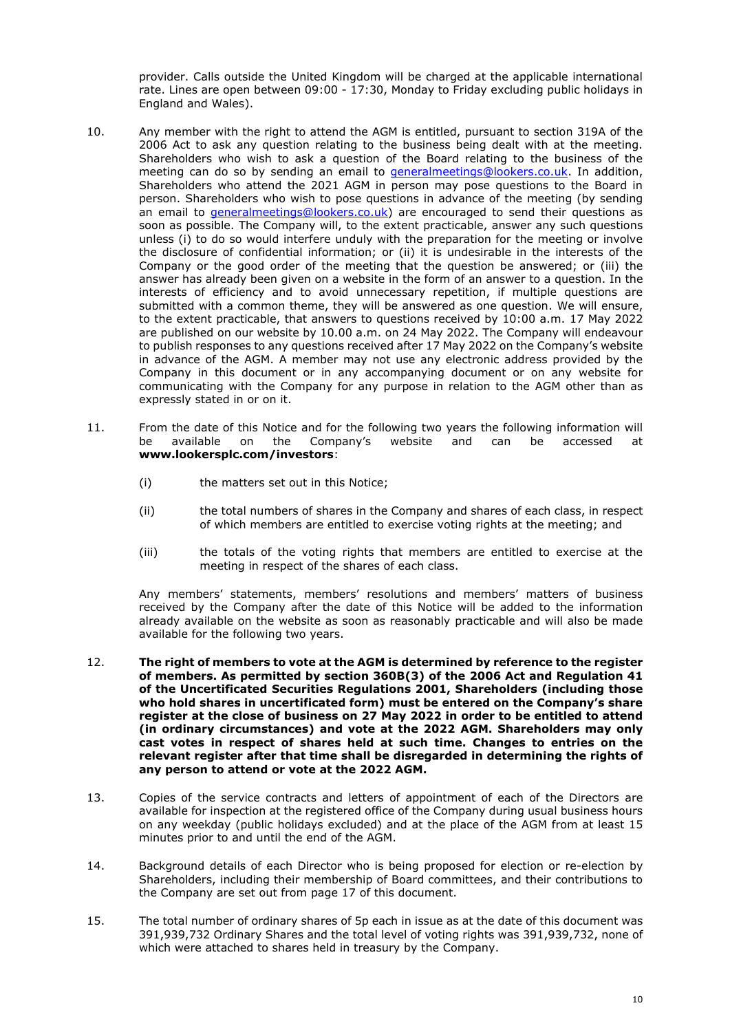provider. Calls outside the United Kingdom will be charged at the applicable international rate. Lines are open between 09:00 - 17:30, Monday to Friday excluding public holidays in England and Wales).

10. Any member with the right to attend the AGM is entitled, pursuant to section 319A of the 2006 Act to ask any question relating to the business being dealt with at the meeting. Shareholders who wish to ask a question of the Board relating to the business of the meeting can do so by sending an email to generalmeetings@lookers.co.uk. In addition, Shareholders who attend the 2021 AGM in person may pose questions to the Board in person. Shareholders who wish to pose questions in advance of the meeting (by sending an email to generalmeetings@lookers.co.uk) are encouraged to send their questions as soon as possible. The Company will, to the extent practicable, answer any such questions unless (i) to do so would interfere unduly with the preparation for the meeting or involve the disclosure of confidential information; or (ii) it is undesirable in the interests of the Company or the good order of the meeting that the question be answered; or (iii) the answer has already been given on a website in the form of an answer to a question. In the interests of efficiency and to avoid unnecessary repetition, if multiple questions are submitted with a common theme, they will be answered as one question. We will ensure, to the extent practicable, that answers to questions received by 10:00 a.m. 17 May 2022 are published on our website by 10.00 a.m. on 24 May 2022. The Company will endeavour to publish responses to any questions received after 17 May 2022 on the Company's website in advance of the AGM. A member may not use any electronic address provided by the Company in this document or in any accompanying document or on any website for communicating with the Company for any purpose in relation to the AGM other than as expressly stated in or on it.

11. From the date of this Notice and for the following two years the following information will be available on the Company's website and can be accessed at **www.lookersplc.com/investors**:

    (i) the matters set out in this Notice;

    (ii) the total numbers of shares in the Company and shares of each class, in respect of which members are entitled to exercise voting rights at the meeting; and

    (iii) the totals of the voting rights that members are entitled to exercise at the meeting in respect of the shares of each class.

    Any members' statements, members' resolutions and members' matters of business received by the Company after the date of this Notice will be added to the information already available on the website as soon as reasonably practicable and will also be made available for the following two years.

12. **The right of members to vote at the AGM is determined by reference to the register of members. As permitted by section 360B(3) of the 2006 Act and Regulation 41 of the Uncertificated Securities Regulations 2001, Shareholders (including those who hold shares in uncertificated form) must be entered on the Company's share register at the close of business on 27 May 2022 in order to be entitled to attend (in ordinary circumstances) and vote at the 2022 AGM. Shareholders may only cast votes in respect of shares held at such time. Changes to entries on the relevant register after that time shall be disregarded in determining the rights of any person to attend or vote at the 2022 AGM.**

13. Copies of the service contracts and letters of appointment of each of the Directors are available for inspection at the registered office of the Company during usual business hours on any weekday (public holidays excluded) and at the place of the AGM from at least 15 minutes prior to and until the end of the AGM.

14. Background details of each Director who is being proposed for election or re-election by Shareholders, including their membership of Board committees, and their contributions to the Company are set out from page 17 of this document.

15. The total number of ordinary shares of 5p each in issue as at the date of this document was 391,939,732 Ordinary Shares and the total level of voting rights was 391,939,732, none of which were attached to shares held in treasury by the Company.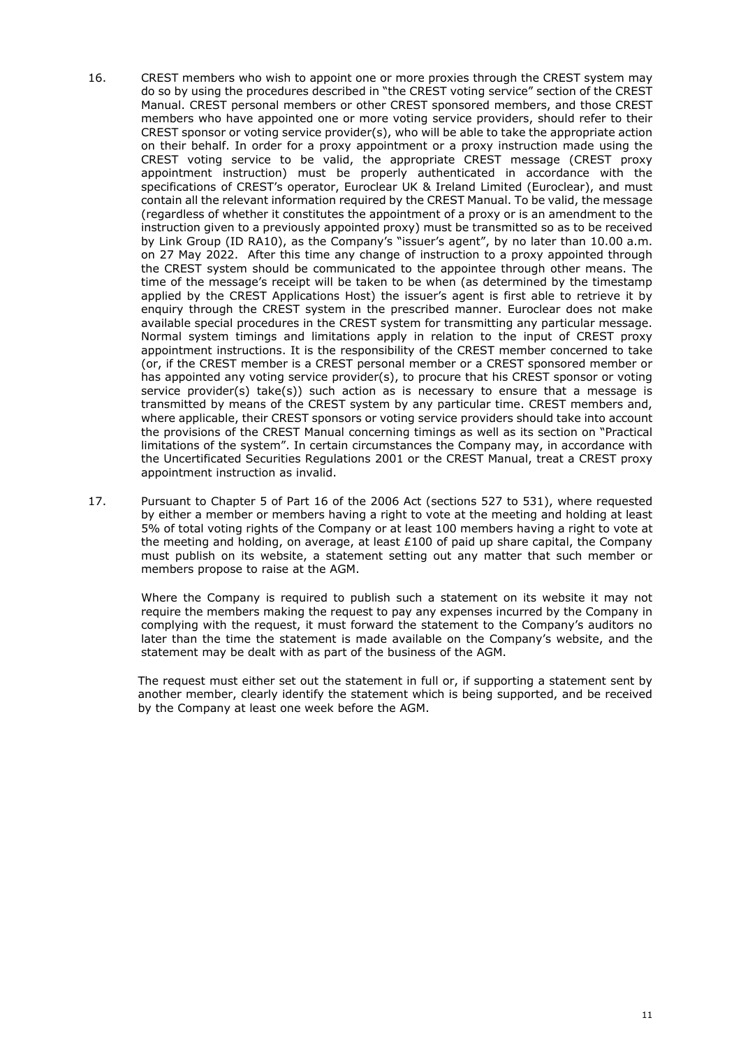16. CREST members who wish to appoint one or more proxies through the CREST system may do so by using the procedures described in "the CREST voting service" section of the CREST Manual. CREST personal members or other CREST sponsored members, and those CREST members who have appointed one or more voting service providers, should refer to their CREST sponsor or voting service provider(s), who will be able to take the appropriate action on their behalf. In order for a proxy appointment or a proxy instruction made using the CREST voting service to be valid, the appropriate CREST message (CREST proxy appointment instruction) must be properly authenticated in accordance with the specifications of CREST's operator, Euroclear UK & Ireland Limited (Euroclear), and must contain all the relevant information required by the CREST Manual. To be valid, the message (regardless of whether it constitutes the appointment of a proxy or is an amendment to the instruction given to a previously appointed proxy) must be transmitted so as to be received by Link Group (ID RA10), as the Company's "issuer's agent", by no later than 10.00 a.m. on 27 May 2022. After this time any change of instruction to a proxy appointed through the CREST system should be communicated to the appointee through other means. The time of the message's receipt will be taken to be when (as determined by the timestamp applied by the CREST Applications Host) the issuer's agent is first able to retrieve it by enquiry through the CREST system in the prescribed manner. Euroclear does not make available special procedures in the CREST system for transmitting any particular message. Normal system timings and limitations apply in relation to the input of CREST proxy appointment instructions. It is the responsibility of the CREST member concerned to take (or, if the CREST member is a CREST personal member or a CREST sponsored member or has appointed any voting service provider(s), to procure that his CREST sponsor or voting service provider(s) take(s)) such action as is necessary to ensure that a message is transmitted by means of the CREST system by any particular time. CREST members and, where applicable, their CREST sponsors or voting service providers should take into account the provisions of the CREST Manual concerning timings as well as its section on "Practical limitations of the system". In certain circumstances the Company may, in accordance with the Uncertificated Securities Regulations 2001 or the CREST Manual, treat a CREST proxy appointment instruction as invalid.

17. Pursuant to Chapter 5 of Part 16 of the 2006 Act (sections 527 to 531), where requested by either a member or members having a right to vote at the meeting and holding at least 5% of total voting rights of the Company or at least 100 members having a right to vote at the meeting and holding, on average, at least £100 of paid up share capital, the Company must publish on its website, a statement setting out any matter that such member or members propose to raise at the AGM.

    Where the Company is required to publish such a statement on its website it may not require the members making the request to pay any expenses incurred by the Company in complying with the request, it must forward the statement to the Company's auditors no later than the time the statement is made available on the Company's website, and the statement may be dealt with as part of the business of the AGM.

    The request must either set out the statement in full or, if supporting a statement sent by another member, clearly identify the statement which is being supported, and be received by the Company at least one week before the AGM.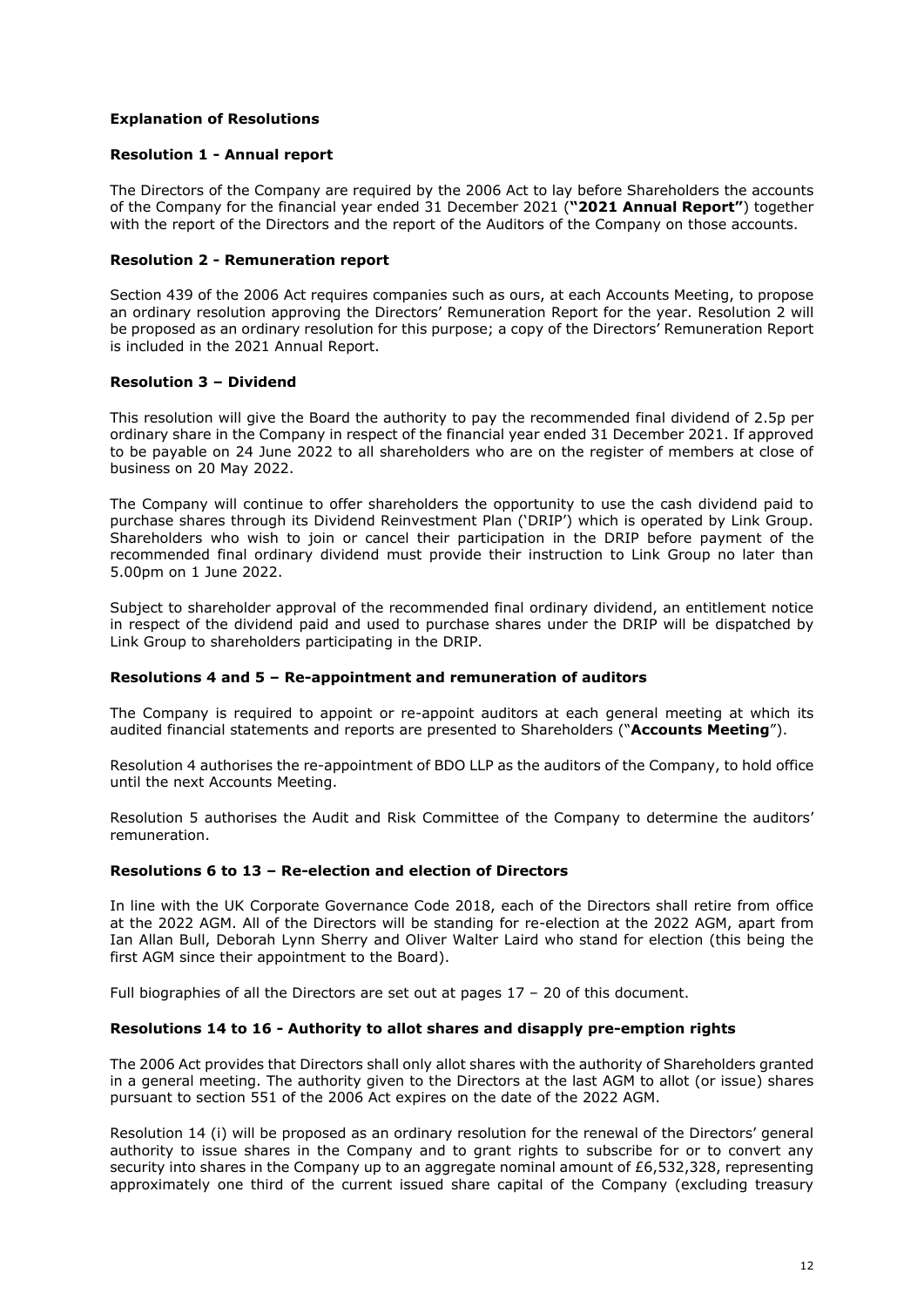## Explanation of Resolutions

### Resolution 1 - Annual report

The Directors of the Company are required by the 2006 Act to lay before Shareholders the accounts of the Company for the financial year ended 31 December 2021 (**"2021 Annual Report"**) together with the report of the Directors and the report of the Auditors of the Company on those accounts.

### Resolution 2 - Remuneration report

Section 439 of the 2006 Act requires companies such as ours, at each Accounts Meeting, to propose an ordinary resolution approving the Directors' Remuneration Report for the year. Resolution 2 will be proposed as an ordinary resolution for this purpose; a copy of the Directors' Remuneration Report is included in the 2021 Annual Report.

### Resolution 3 – Dividend

This resolution will give the Board the authority to pay the recommended final dividend of 2.5p per ordinary share in the Company in respect of the financial year ended 31 December 2021. If approved to be payable on 24 June 2022 to all shareholders who are on the register of members at close of business on 20 May 2022.

The Company will continue to offer shareholders the opportunity to use the cash dividend paid to purchase shares through its Dividend Reinvestment Plan ('DRIP') which is operated by Link Group. Shareholders who wish to join or cancel their participation in the DRIP before payment of the recommended final ordinary dividend must provide their instruction to Link Group no later than 5.00pm on 1 June 2022.

Subject to shareholder approval of the recommended final ordinary dividend, an entitlement notice in respect of the dividend paid and used to purchase shares under the DRIP will be dispatched by Link Group to shareholders participating in the DRIP.

### Resolutions 4 and 5 – Re-appointment and remuneration of auditors

The Company is required to appoint or re-appoint auditors at each general meeting at which its audited financial statements and reports are presented to Shareholders ("**Accounts Meeting**").

Resolution 4 authorises the re-appointment of BDO LLP as the auditors of the Company, to hold office until the next Accounts Meeting.

Resolution 5 authorises the Audit and Risk Committee of the Company to determine the auditors' remuneration.

### Resolutions 6 to 13 – Re-election and election of Directors

In line with the UK Corporate Governance Code 2018, each of the Directors shall retire from office at the 2022 AGM. All of the Directors will be standing for re-election at the 2022 AGM, apart from Ian Allan Bull, Deborah Lynn Sherry and Oliver Walter Laird who stand for election (this being the first AGM since their appointment to the Board).

Full biographies of all the Directors are set out at pages 17 – 20 of this document.

### Resolutions 14 to 16 - Authority to allot shares and disapply pre-emption rights

The 2006 Act provides that Directors shall only allot shares with the authority of Shareholders granted in a general meeting. The authority given to the Directors at the last AGM to allot (or issue) shares pursuant to section 551 of the 2006 Act expires on the date of the 2022 AGM.

Resolution 14 (i) will be proposed as an ordinary resolution for the renewal of the Directors' general authority to issue shares in the Company and to grant rights to subscribe for or to convert any security into shares in the Company up to an aggregate nominal amount of £6,532,328, representing approximately one third of the current issued share capital of the Company (excluding treasury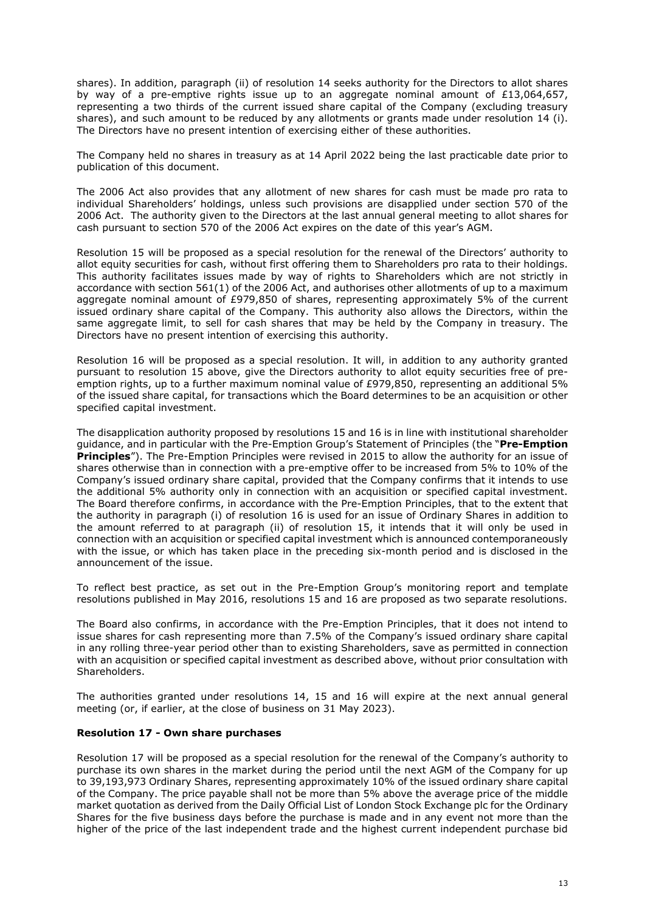shares). In addition, paragraph (ii) of resolution 14 seeks authority for the Directors to allot shares by way of a pre-emptive rights issue up to an aggregate nominal amount of £13,064,657, representing a two thirds of the current issued share capital of the Company (excluding treasury shares), and such amount to be reduced by any allotments or grants made under resolution 14 (i). The Directors have no present intention of exercising either of these authorities.

The Company held no shares in treasury as at 14 April 2022 being the last practicable date prior to publication of this document.

The 2006 Act also provides that any allotment of new shares for cash must be made pro rata to individual Shareholders' holdings, unless such provisions are disapplied under section 570 of the 2006 Act. The authority given to the Directors at the last annual general meeting to allot shares for cash pursuant to section 570 of the 2006 Act expires on the date of this year's AGM.

Resolution 15 will be proposed as a special resolution for the renewal of the Directors' authority to allot equity securities for cash, without first offering them to Shareholders pro rata to their holdings. This authority facilitates issues made by way of rights to Shareholders which are not strictly in accordance with section 561(1) of the 2006 Act, and authorises other allotments of up to a maximum aggregate nominal amount of £979,850 of shares, representing approximately 5% of the current issued ordinary share capital of the Company. This authority also allows the Directors, within the same aggregate limit, to sell for cash shares that may be held by the Company in treasury. The Directors have no present intention of exercising this authority.

Resolution 16 will be proposed as a special resolution. It will, in addition to any authority granted pursuant to resolution 15 above, give the Directors authority to allot equity securities free of pre-emption rights, up to a further maximum nominal value of £979,850, representing an additional 5% of the issued share capital, for transactions which the Board determines to be an acquisition or other specified capital investment.

The disapplication authority proposed by resolutions 15 and 16 is in line with institutional shareholder guidance, and in particular with the Pre-Emption Group's Statement of Principles (the "**Pre-Emption Principles**"). The Pre-Emption Principles were revised in 2015 to allow the authority for an issue of shares otherwise than in connection with a pre-emptive offer to be increased from 5% to 10% of the Company's issued ordinary share capital, provided that the Company confirms that it intends to use the additional 5% authority only in connection with an acquisition or specified capital investment. The Board therefore confirms, in accordance with the Pre-Emption Principles, that to the extent that the authority in paragraph (i) of resolution 16 is used for an issue of Ordinary Shares in addition to the amount referred to at paragraph (ii) of resolution 15, it intends that it will only be used in connection with an acquisition or specified capital investment which is announced contemporaneously with the issue, or which has taken place in the preceding six-month period and is disclosed in the announcement of the issue.

To reflect best practice, as set out in the Pre-Emption Group's monitoring report and template resolutions published in May 2016, resolutions 15 and 16 are proposed as two separate resolutions.

The Board also confirms, in accordance with the Pre-Emption Principles, that it does not intend to issue shares for cash representing more than 7.5% of the Company's issued ordinary share capital in any rolling three-year period other than to existing Shareholders, save as permitted in connection with an acquisition or specified capital investment as described above, without prior consultation with Shareholders.

The authorities granted under resolutions 14, 15 and 16 will expire at the next annual general meeting (or, if earlier, at the close of business on 31 May 2023).

**Resolution 17 - Own share purchases**

Resolution 17 will be proposed as a special resolution for the renewal of the Company's authority to purchase its own shares in the market during the period until the next AGM of the Company for up to 39,193,973 Ordinary Shares, representing approximately 10% of the issued ordinary share capital of the Company. The price payable shall not be more than 5% above the average price of the middle market quotation as derived from the Daily Official List of London Stock Exchange plc for the Ordinary Shares for the five business days before the purchase is made and in any event not more than the higher of the price of the last independent trade and the highest current independent purchase bid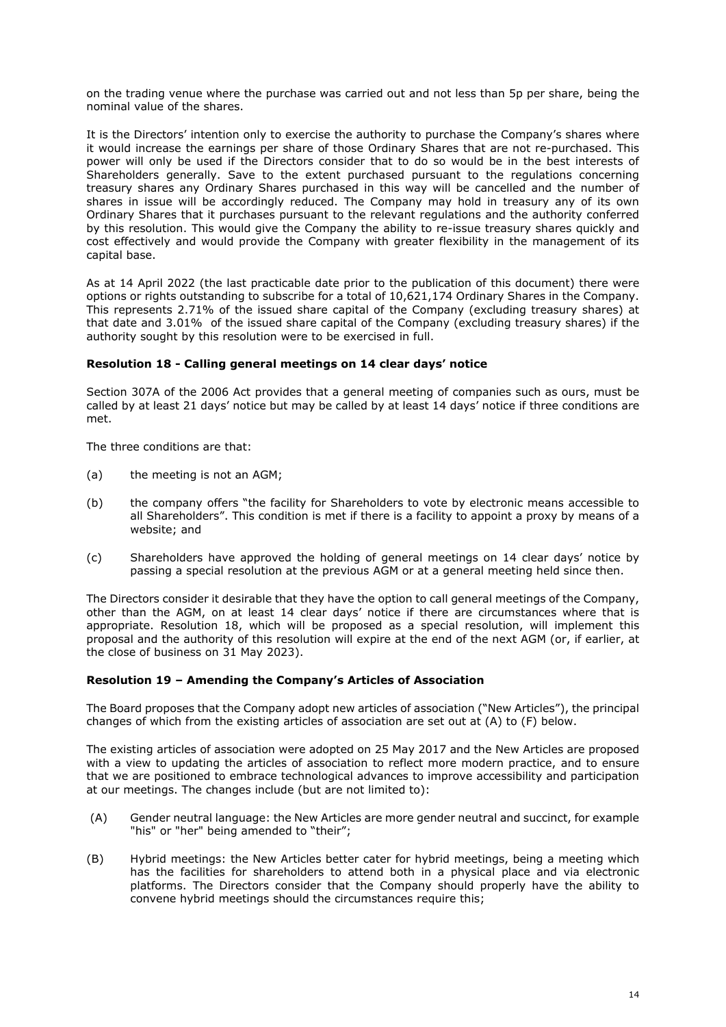on the trading venue where the purchase was carried out and not less than 5p per share, being the nominal value of the shares.

It is the Directors' intention only to exercise the authority to purchase the Company's shares where it would increase the earnings per share of those Ordinary Shares that are not re-purchased. This power will only be used if the Directors consider that to do so would be in the best interests of Shareholders generally. Save to the extent purchased pursuant to the regulations concerning treasury shares any Ordinary Shares purchased in this way will be cancelled and the number of shares in issue will be accordingly reduced. The Company may hold in treasury any of its own Ordinary Shares that it purchases pursuant to the relevant regulations and the authority conferred by this resolution. This would give the Company the ability to re-issue treasury shares quickly and cost effectively and would provide the Company with greater flexibility in the management of its capital base.

As at 14 April 2022 (the last practicable date prior to the publication of this document) there were options or rights outstanding to subscribe for a total of 10,621,174 Ordinary Shares in the Company. This represents 2.71% of the issued share capital of the Company (excluding treasury shares) at that date and 3.01% of the issued share capital of the Company (excluding treasury shares) if the authority sought by this resolution were to be exercised in full.

**Resolution 18 - Calling general meetings on 14 clear days' notice**

Section 307A of the 2006 Act provides that a general meeting of companies such as ours, must be called by at least 21 days' notice but may be called by at least 14 days' notice if three conditions are met.

The three conditions are that:

(a) the meeting is not an AGM;

(b) the company offers "the facility for Shareholders to vote by electronic means accessible to all Shareholders". This condition is met if there is a facility to appoint a proxy by means of a website; and

(c) Shareholders have approved the holding of general meetings on 14 clear days' notice by passing a special resolution at the previous AGM or at a general meeting held since then.

The Directors consider it desirable that they have the option to call general meetings of the Company, other than the AGM, on at least 14 clear days' notice if there are circumstances where that is appropriate. Resolution 18, which will be proposed as a special resolution, will implement this proposal and the authority of this resolution will expire at the end of the next AGM (or, if earlier, at the close of business on 31 May 2023).

**Resolution 19 – Amending the Company's Articles of Association**

The Board proposes that the Company adopt new articles of association ("New Articles"), the principal changes of which from the existing articles of association are set out at (A) to (F) below.

The existing articles of association were adopted on 25 May 2017 and the New Articles are proposed with a view to updating the articles of association to reflect more modern practice, and to ensure that we are positioned to embrace technological advances to improve accessibility and participation at our meetings. The changes include (but are not limited to):

(A) Gender neutral language: the New Articles are more gender neutral and succinct, for example "his" or "her" being amended to "their";

(B) Hybrid meetings: the New Articles better cater for hybrid meetings, being a meeting which has the facilities for shareholders to attend both in a physical place and via electronic platforms. The Directors consider that the Company should properly have the ability to convene hybrid meetings should the circumstances require this;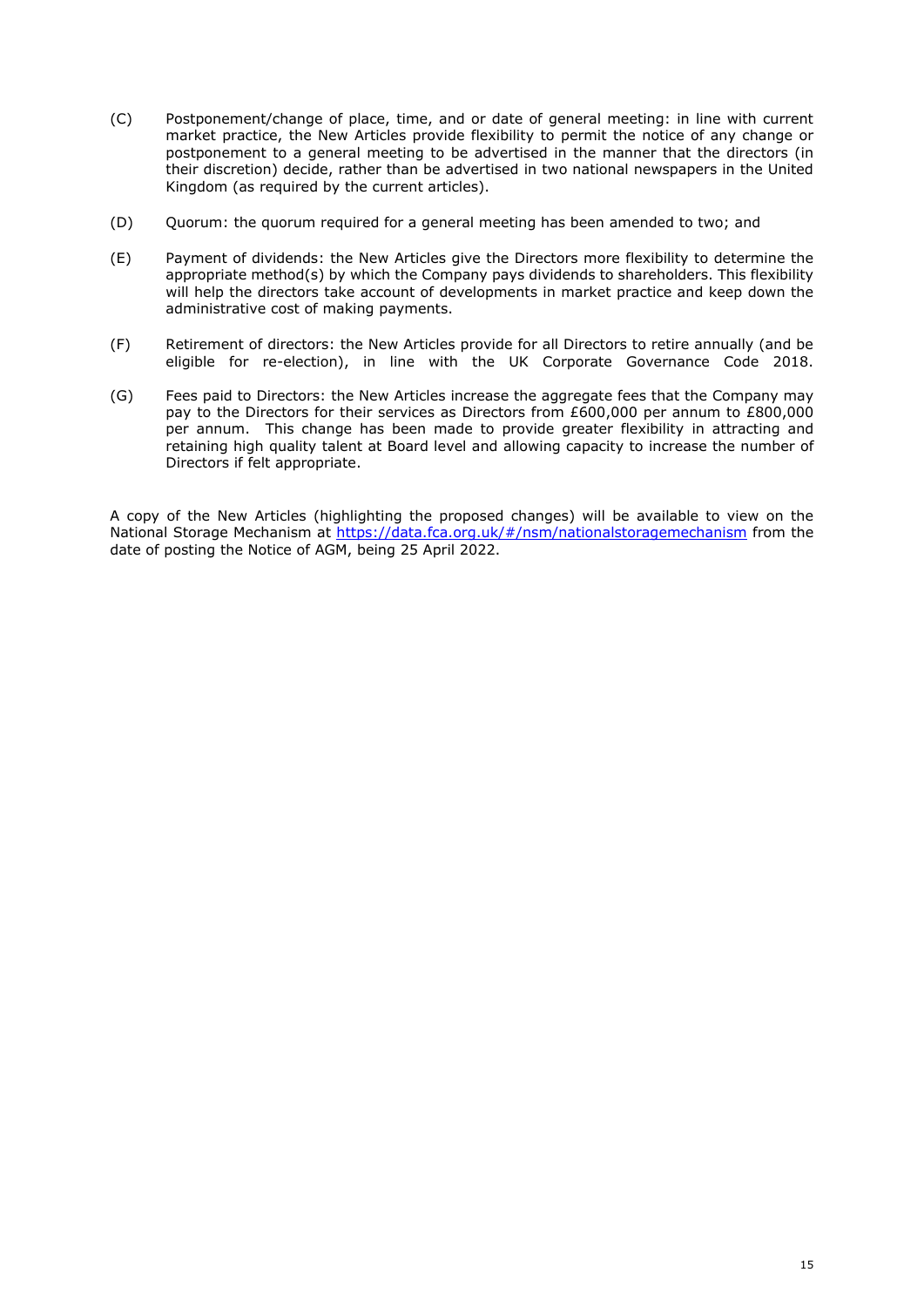(C) Postponement/change of place, time, and or date of general meeting: in line with current market practice, the New Articles provide flexibility to permit the notice of any change or postponement to a general meeting to be advertised in the manner that the directors (in their discretion) decide, rather than be advertised in two national newspapers in the United Kingdom (as required by the current articles).

(D) Quorum: the quorum required for a general meeting has been amended to two; and

(E) Payment of dividends: the New Articles give the Directors more flexibility to determine the appropriate method(s) by which the Company pays dividends to shareholders. This flexibility will help the directors take account of developments in market practice and keep down the administrative cost of making payments.

(F) Retirement of directors: the New Articles provide for all Directors to retire annually (and be eligible for re-election), in line with the UK Corporate Governance Code 2018.

(G) Fees paid to Directors: the New Articles increase the aggregate fees that the Company may pay to the Directors for their services as Directors from £600,000 per annum to £800,000 per annum. This change has been made to provide greater flexibility in attracting and retaining high quality talent at Board level and allowing capacity to increase the number of Directors if felt appropriate.

A copy of the New Articles (highlighting the proposed changes) will be available to view on the National Storage Mechanism at https://data.fca.org.uk/#/nsm/nationalstoragemechanism from the date of posting the Notice of AGM, being 25 April 2022.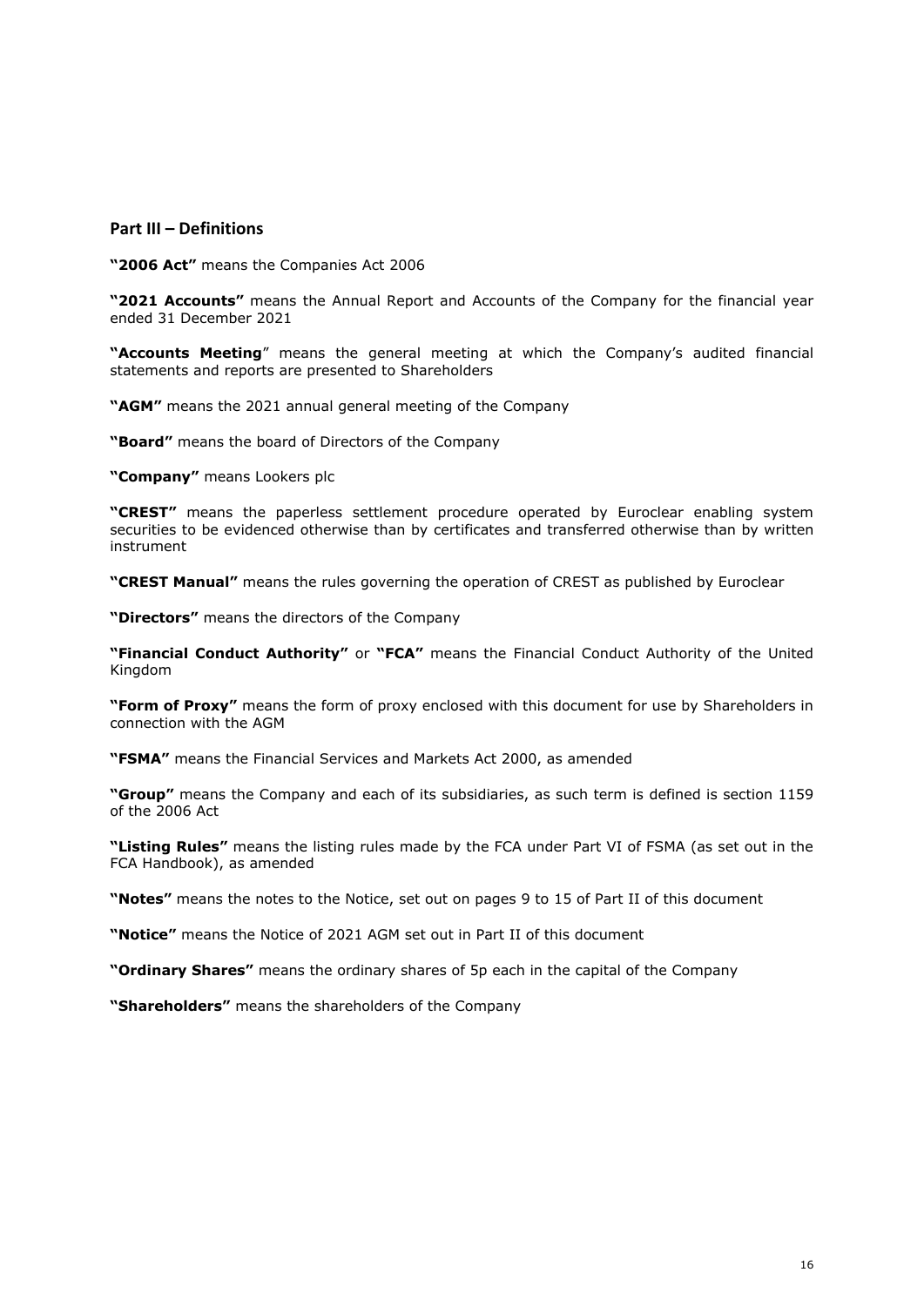## Part III – Definitions

**"2006 Act"** means the Companies Act 2006

**"2021 Accounts"** means the Annual Report and Accounts of the Company for the financial year ended 31 December 2021

**"Accounts Meeting**" means the general meeting at which the Company's audited financial statements and reports are presented to Shareholders

**"AGM"** means the 2021 annual general meeting of the Company

**"Board"** means the board of Directors of the Company

**"Company"** means Lookers plc

**"CREST"** means the paperless settlement procedure operated by Euroclear enabling system securities to be evidenced otherwise than by certificates and transferred otherwise than by written instrument

**"CREST Manual"** means the rules governing the operation of CREST as published by Euroclear

**"Directors"** means the directors of the Company

**"Financial Conduct Authority"** or **"FCA"** means the Financial Conduct Authority of the United Kingdom

**"Form of Proxy"** means the form of proxy enclosed with this document for use by Shareholders in connection with the AGM

**"FSMA"** means the Financial Services and Markets Act 2000, as amended

**"Group"** means the Company and each of its subsidiaries, as such term is defined is section 1159 of the 2006 Act

**"Listing Rules"** means the listing rules made by the FCA under Part VI of FSMA (as set out in the FCA Handbook), as amended

**"Notes"** means the notes to the Notice, set out on pages 9 to 15 of Part II of this document

**"Notice"** means the Notice of 2021 AGM set out in Part II of this document

**"Ordinary Shares"** means the ordinary shares of 5p each in the capital of the Company

**"Shareholders"** means the shareholders of the Company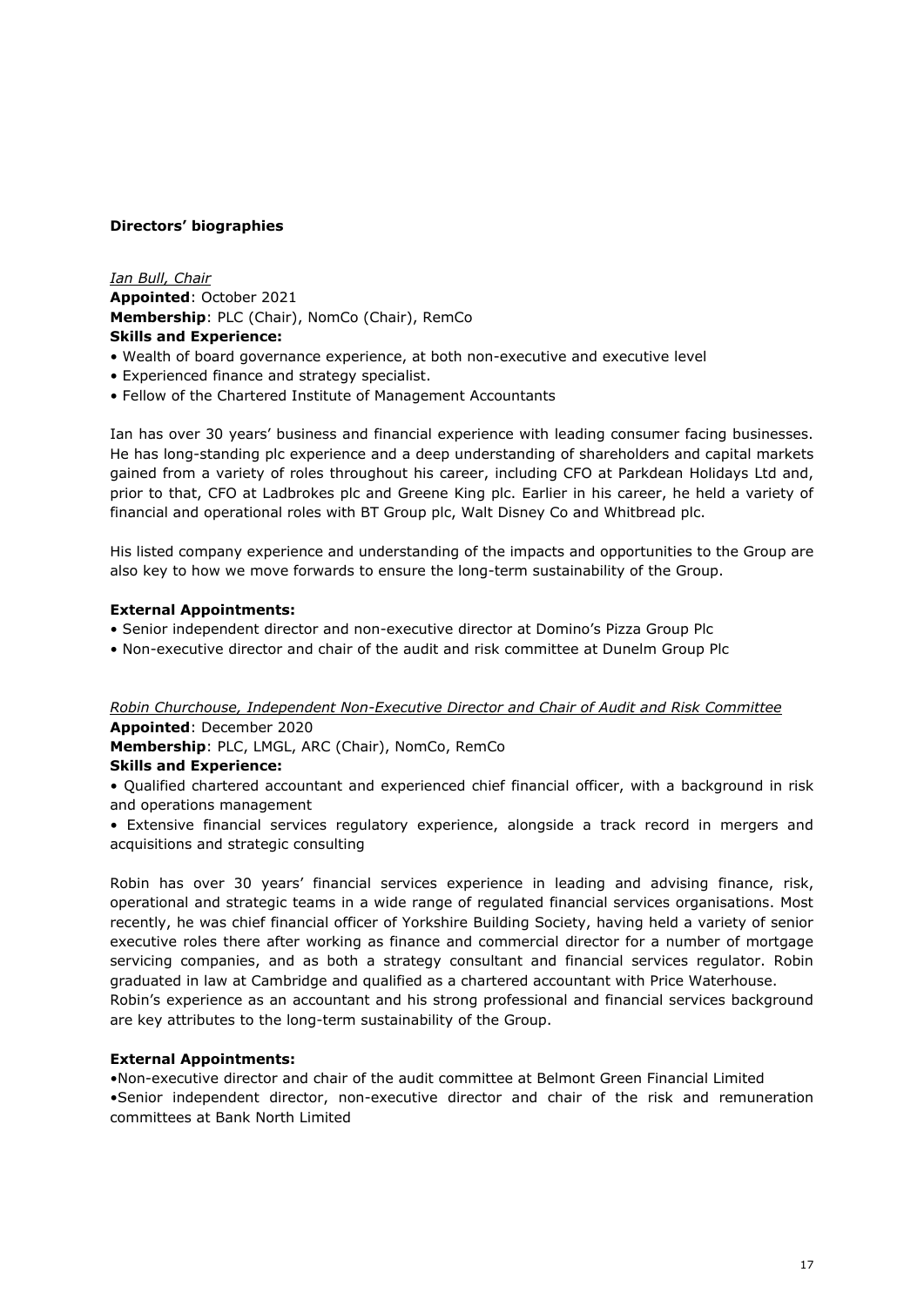**Directors' biographies**

*Ian Bull, Chair*

**Appointed**: October 2021

**Membership**: PLC (Chair), NomCo (Chair), RemCo

**Skills and Experience:**

- Wealth of board governance experience, at both non-executive and executive level
- Experienced finance and strategy specialist.
- Fellow of the Chartered Institute of Management Accountants

Ian has over 30 years' business and financial experience with leading consumer facing businesses. He has long-standing plc experience and a deep understanding of shareholders and capital markets gained from a variety of roles throughout his career, including CFO at Parkdean Holidays Ltd and, prior to that, CFO at Ladbrokes plc and Greene King plc. Earlier in his career, he held a variety of financial and operational roles with BT Group plc, Walt Disney Co and Whitbread plc.

His listed company experience and understanding of the impacts and opportunities to the Group are also key to how we move forwards to ensure the long-term sustainability of the Group.

**External Appointments:**

- Senior independent director and non-executive director at Domino's Pizza Group Plc
- Non-executive director and chair of the audit and risk committee at Dunelm Group Plc

*Robin Churchouse, Independent Non-Executive Director and Chair of Audit and Risk Committee*

**Appointed**: December 2020

**Membership**: PLC, LMGL, ARC (Chair), NomCo, RemCo

**Skills and Experience:**

- Qualified chartered accountant and experienced chief financial officer, with a background in risk and operations management
- Extensive financial services regulatory experience, alongside a track record in mergers and acquisitions and strategic consulting

Robin has over 30 years' financial services experience in leading and advising finance, risk, operational and strategic teams in a wide range of regulated financial services organisations. Most recently, he was chief financial officer of Yorkshire Building Society, having held a variety of senior executive roles there after working as finance and commercial director for a number of mortgage servicing companies, and as both a strategy consultant and financial services regulator. Robin graduated in law at Cambridge and qualified as a chartered accountant with Price Waterhouse.

Robin's experience as an accountant and his strong professional and financial services background are key attributes to the long-term sustainability of the Group.

**External Appointments:**

- Non-executive director and chair of the audit committee at Belmont Green Financial Limited
- Senior independent director, non-executive director and chair of the risk and remuneration committees at Bank North Limited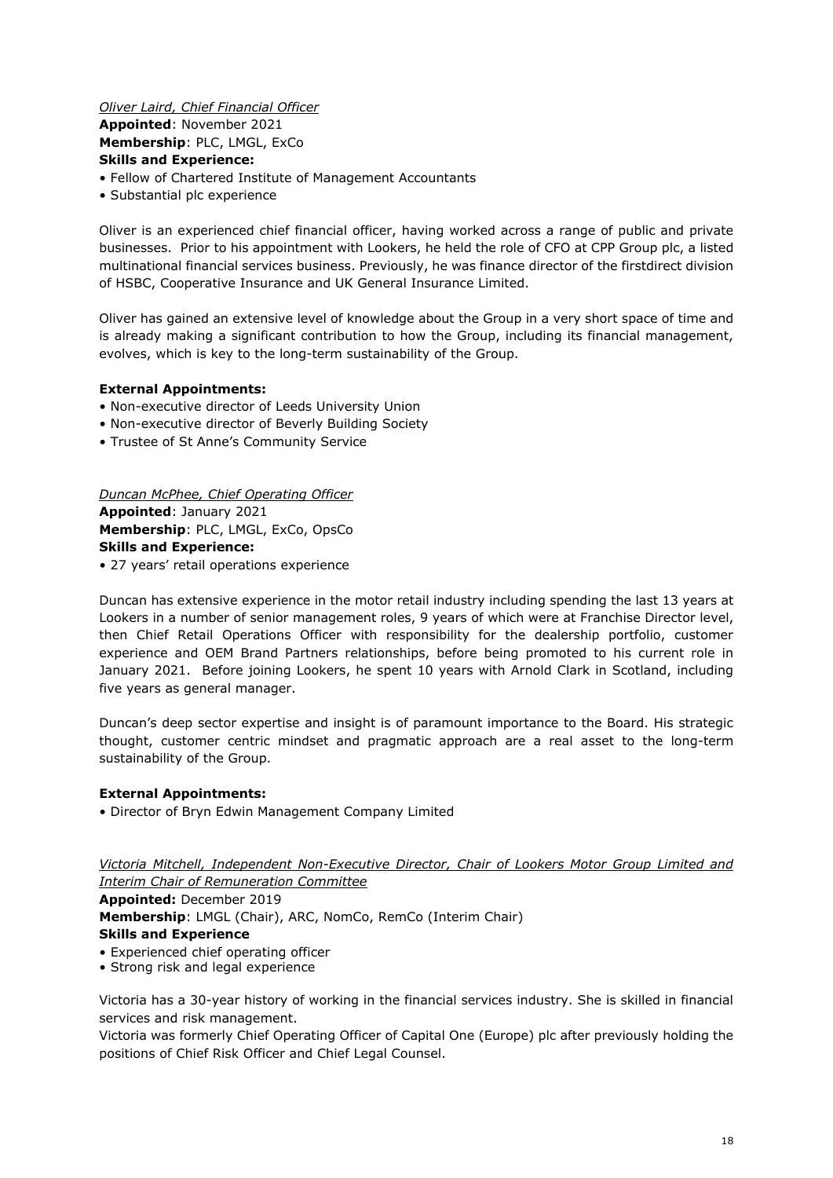*Oliver Laird, Chief Financial Officer*

**Appointed**: November 2021

**Membership**: PLC, LMGL, ExCo

**Skills and Experience:**

- Fellow of Chartered Institute of Management Accountants
- Substantial plc experience

Oliver is an experienced chief financial officer, having worked across a range of public and private businesses. Prior to his appointment with Lookers, he held the role of CFO at CPP Group plc, a listed multinational financial services business. Previously, he was finance director of the firstdirect division of HSBC, Cooperative Insurance and UK General Insurance Limited.

Oliver has gained an extensive level of knowledge about the Group in a very short space of time and is already making a significant contribution to how the Group, including its financial management, evolves, which is key to the long-term sustainability of the Group.

**External Appointments:**

- Non-executive director of Leeds University Union
- Non-executive director of Beverly Building Society
- Trustee of St Anne's Community Service

*Duncan McPhee, Chief Operating Officer*

**Appointed**: January 2021

**Membership**: PLC, LMGL, ExCo, OpsCo

**Skills and Experience:**

- 27 years' retail operations experience

Duncan has extensive experience in the motor retail industry including spending the last 13 years at Lookers in a number of senior management roles, 9 years of which were at Franchise Director level, then Chief Retail Operations Officer with responsibility for the dealership portfolio, customer experience and OEM Brand Partners relationships, before being promoted to his current role in January 2021. Before joining Lookers, he spent 10 years with Arnold Clark in Scotland, including five years as general manager.

Duncan's deep sector expertise and insight is of paramount importance to the Board. His strategic thought, customer centric mindset and pragmatic approach are a real asset to the long-term sustainability of the Group.

**External Appointments:**

- Director of Bryn Edwin Management Company Limited

*Victoria Mitchell, Independent Non-Executive Director, Chair of Lookers Motor Group Limited and Interim Chair of Remuneration Committee*

**Appointed:** December 2019

**Membership**: LMGL (Chair), ARC, NomCo, RemCo (Interim Chair)

**Skills and Experience**

- Experienced chief operating officer
- Strong risk and legal experience

Victoria has a 30-year history of working in the financial services industry. She is skilled in financial services and risk management.

Victoria was formerly Chief Operating Officer of Capital One (Europe) plc after previously holding the positions of Chief Risk Officer and Chief Legal Counsel.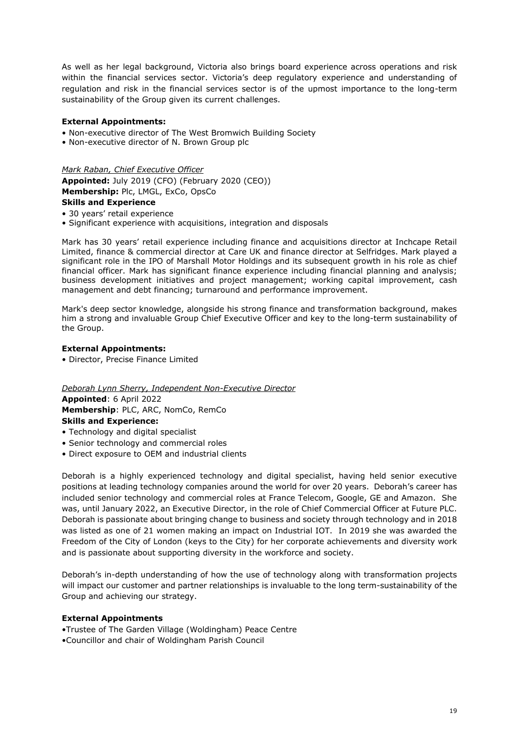As well as her legal background, Victoria also brings board experience across operations and risk within the financial services sector. Victoria's deep regulatory experience and understanding of regulation and risk in the financial services sector is of the upmost importance to the long-term sustainability of the Group given its current challenges.

**External Appointments:**

- Non-executive director of The West Bromwich Building Society
- Non-executive director of N. Brown Group plc

*Mark Raban, Chief Executive Officer*

**Appointed:** July 2019 (CFO) (February 2020 (CEO))
**Membership:** Plc, LMGL, ExCo, OpsCo
**Skills and Experience**

- 30 years' retail experience
- Significant experience with acquisitions, integration and disposals

Mark has 30 years' retail experience including finance and acquisitions director at Inchcape Retail Limited, finance & commercial director at Care UK and finance director at Selfridges. Mark played a significant role in the IPO of Marshall Motor Holdings and its subsequent growth in his role as chief financial officer. Mark has significant finance experience including financial planning and analysis; business development initiatives and project management; working capital improvement, cash management and debt financing; turnaround and performance improvement.

Mark's deep sector knowledge, alongside his strong finance and transformation background, makes him a strong and invaluable Group Chief Executive Officer and key to the long-term sustainability of the Group.

**External Appointments:**

- Director, Precise Finance Limited

*Deborah Lynn Sherry, Independent Non-Executive Director*

**Appointed**: 6 April 2022
**Membership**: PLC, ARC, NomCo, RemCo
**Skills and Experience:**

- Technology and digital specialist
- Senior technology and commercial roles
- Direct exposure to OEM and industrial clients

Deborah is a highly experienced technology and digital specialist, having held senior executive positions at leading technology companies around the world for over 20 years. Deborah's career has included senior technology and commercial roles at France Telecom, Google, GE and Amazon. She was, until January 2022, an Executive Director, in the role of Chief Commercial Officer at Future PLC. Deborah is passionate about bringing change to business and society through technology and in 2018 was listed as one of 21 women making an impact on Industrial IOT. In 2019 she was awarded the Freedom of the City of London (keys to the City) for her corporate achievements and diversity work and is passionate about supporting diversity in the workforce and society.

Deborah's in-depth understanding of how the use of technology along with transformation projects will impact our customer and partner relationships is invaluable to the long term-sustainability of the Group and achieving our strategy.

**External Appointments**

- Trustee of The Garden Village (Woldingham) Peace Centre
- Councillor and chair of Woldingham Parish Council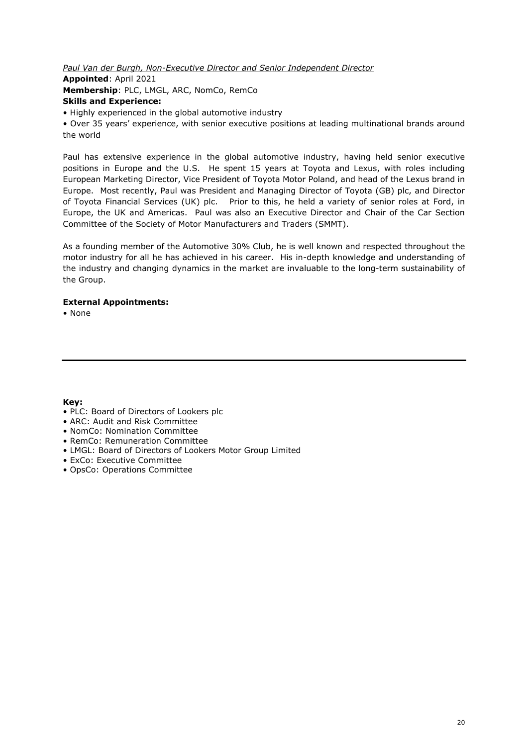*Paul Van der Burgh, Non-Executive Director and Senior Independent Director*

**Appointed**: April 2021

**Membership**: PLC, LMGL, ARC, NomCo, RemCo

**Skills and Experience:**

- Highly experienced in the global automotive industry
- Over 35 years' experience, with senior executive positions at leading multinational brands around the world

Paul has extensive experience in the global automotive industry, having held senior executive positions in Europe and the U.S. He spent 15 years at Toyota and Lexus, with roles including European Marketing Director, Vice President of Toyota Motor Poland, and head of the Lexus brand in Europe. Most recently, Paul was President and Managing Director of Toyota (GB) plc, and Director of Toyota Financial Services (UK) plc. Prior to this, he held a variety of senior roles at Ford, in Europe, the UK and Americas. Paul was also an Executive Director and Chair of the Car Section Committee of the Society of Motor Manufacturers and Traders (SMMT).

As a founding member of the Automotive 30% Club, he is well known and respected throughout the motor industry for all he has achieved in his career. His in-depth knowledge and understanding of the industry and changing dynamics in the market are invaluable to the long-term sustainability of the Group.

**External Appointments:**

- None

---

**Key:**

- PLC: Board of Directors of Lookers plc
- ARC: Audit and Risk Committee
- NomCo: Nomination Committee
- RemCo: Remuneration Committee
- LMGL: Board of Directors of Lookers Motor Group Limited
- ExCo: Executive Committee
- OpsCo: Operations Committee